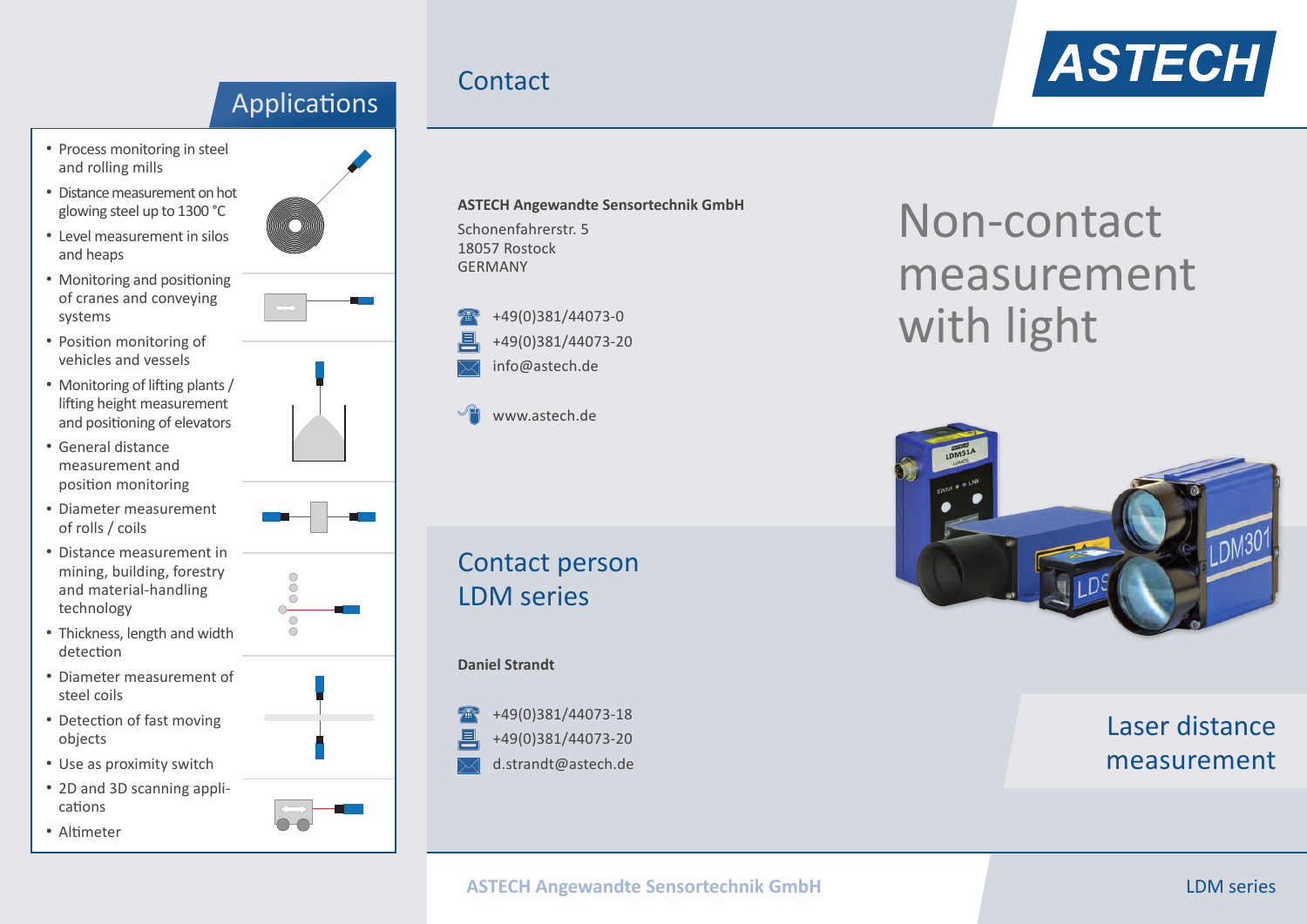## Applications

- Process monitoring in steel and rolling mills
- Distance measurement on hot glowing steel up to 1300 °C
- Level measurement in silos and heaps
- Monitoring and positioning of cranes and conveying systems
- Position monitoring of vehicles and vessels
- Monitoring of lifting plants / lifting height measurement and positioning of elevators
- General distance measurement and position monitoring
- Diameter measurement of rolls / coils
- Distance measurement in mining, building, forestry and material-handling technology
- Thickness, length and width detection
- Diameter measurement of steel coils
- Detection of fast moving objects
- Use as proximity switch
- 2D and 3D scanning applications
- Altimeter

## Contact

**ASTECH Angewandte Sensortechnik GmbH**

Schonenfahrerstr. 5
18057 Rostock
GERMANY

+49(0)381/44073-0
+49(0)381/44073-20
info@astech.de

www.astech.de

## Contact person LDM series

**Daniel Strandt**

+49(0)381/44073-18
+49(0)381/44073-20
d.strandt@astech.de

ASTECH Angewandte Sensortechnik GmbH

ASTECH

# Non-contact measurement with light

## Laser distance measurement

LDM series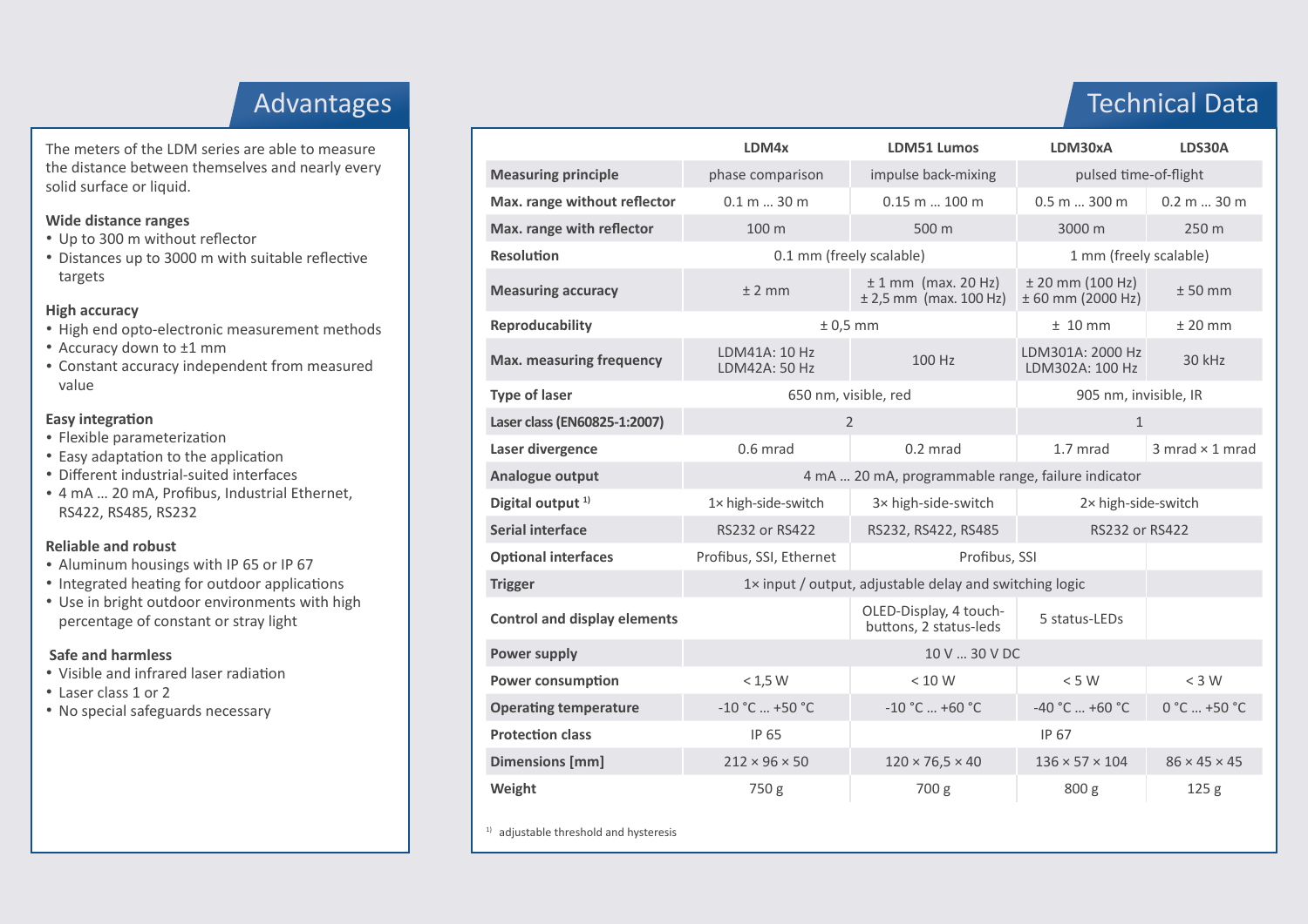## Advantages

The meters of the LDM series are able to measure the distance between themselves and nearly every solid surface or liquid.

**Wide distance ranges**

- Up to 300 m without reflector
- Distances up to 3000 m with suitable reflective targets

**High accuracy**

- High end opto-electronic measurement methods
- Accuracy down to ±1 mm
- Constant accuracy independent from measured value

**Easy integration**

- Flexible parameterization
- Easy adaptation to the application
- Different industrial-suited interfaces
- 4 mA … 20 mA, Profibus, Industrial Ethernet, RS422, RS485, RS232

**Reliable and robust**

- Aluminum housings with IP 65 or IP 67
- Integrated heating for outdoor applications
- Use in bright outdoor environments with high percentage of constant or stray light

**Safe and harmless**

- Visible and infrared laser radiation
- Laser class 1 or 2
- No special safeguards necessary

## Technical Data

| | LDM4x | LDM51 Lumos | LDM30xA | LDS30A |
|---|---|---|---|---|
| **Measuring principle** | phase comparison | impulse back-mixing | pulsed time-of-flight | |
| **Max. range without reflector** | 0.1 m … 30 m | 0.15 m … 100 m | 0.5 m … 300 m | 0.2 m … 30 m |
| **Max. range with reflector** | 100 m | 500 m | 3000 m | 250 m |
| **Resolution** | 0.1 mm (freely scalable) | | 1 mm (freely scalable) | |
| **Measuring accuracy** | ± 2 mm | ± 1 mm (max. 20 Hz) ± 2,5 mm (max. 100 Hz) | ± 20 mm (100 Hz) ± 60 mm (2000 Hz) | ± 50 mm |
| **Reproducability** | ± 0,5 mm | | ± 10 mm | ± 20 mm |
| **Max. measuring frequency** | LDM41A: 10 Hz LDM42A: 50 Hz | 100 Hz | LDM301A: 2000 Hz LDM302A: 100 Hz | 30 kHz |
| **Type of laser** | 650 nm, visible, red | | 905 nm, invisible, IR | |
| **Laser class (EN60825-1:2007)** | 2 | | 1 | |
| **Laser divergence** | 0.6 mrad | 0.2 mrad | 1.7 mrad | 3 mrad × 1 mrad |
| **Analogue output** | 4 mA … 20 mA, programmable range, failure indicator | | | |
| **Digital output** [1] | 1× high-side-switch | 3× high-side-switch | 2× high-side-switch | |
| **Serial interface** | RS232 or RS422 | RS232, RS422, RS485 | RS232 or RS422 | |
| **Optional interfaces** | Profibus, SSI, Ethernet | Profibus, SSI | | |
| **Trigger** | 1× input / output, adjustable delay and switching logic | | | |
| **Control and display elements** | | OLED-Display, 4 touch-buttons, 2 status-leds | 5 status-LEDs | |
| **Power supply** | 10 V … 30 V DC | | | |
| **Power consumption** | < 1,5 W | < 10 W | < 5 W | < 3 W |
| **Operating temperature** | -10 °C … +50 °C | -10 °C … +60 °C | -40 °C … +60 °C | 0 °C … +50 °C |
| **Protection class** | IP 65 | IP 67 | | |
| **Dimensions [mm]** | 212 × 96 × 50 | 120 × 76,5 × 40 | 136 × 57 × 104 | 86 × 45 × 45 |
| **Weight** | 750 g | 700 g | 800 g | 125 g |

[1] adjustable threshold and hysteresis